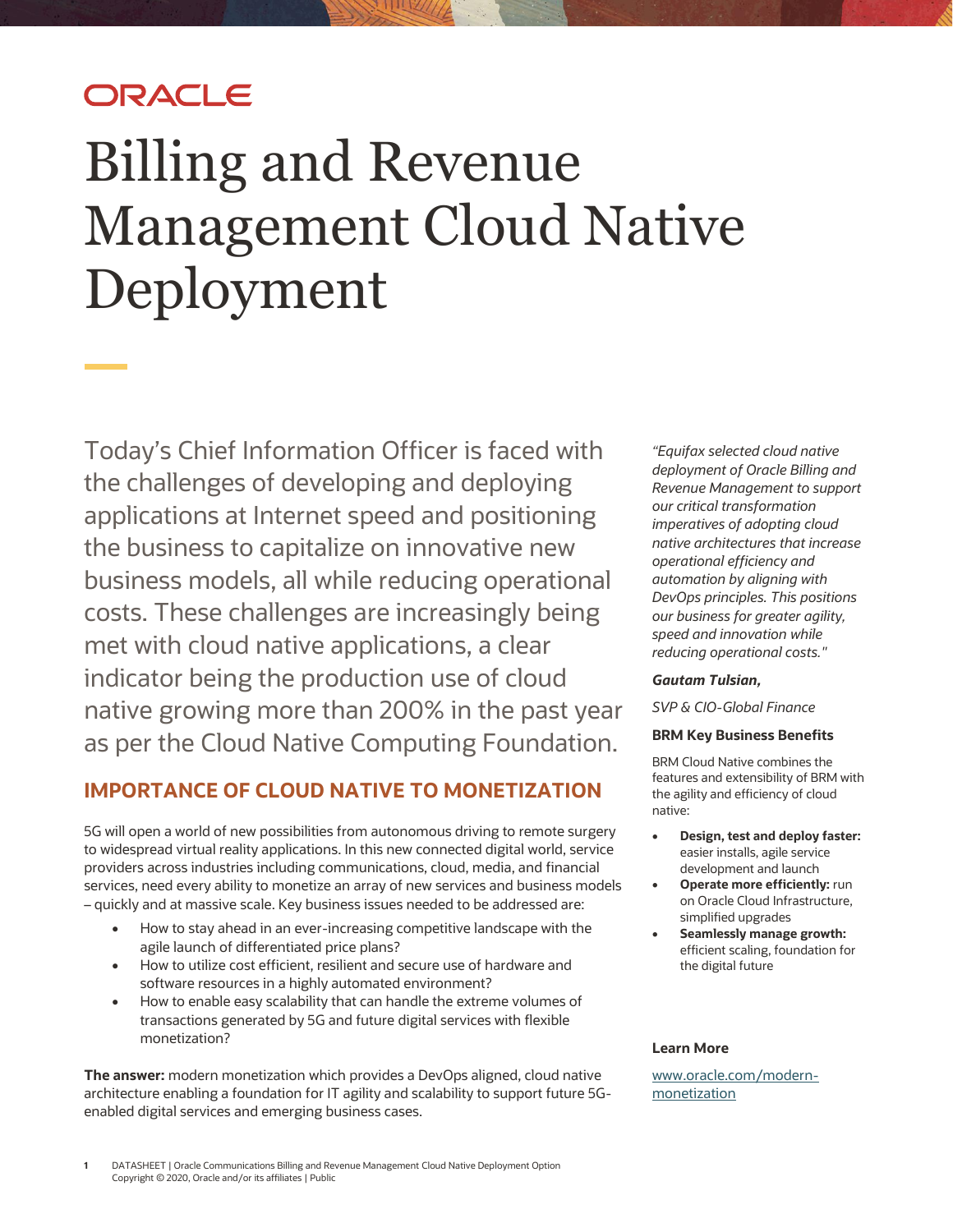ORACLE

# Billing and Revenue Management Cloud Native Deployment

Today's Chief Information Officer is faced with the challenges of developing and deploying applications at Internet speed and positioning the business to capitalize on innovative new business models, all while reducing operational costs. These challenges are increasingly being met with cloud native applications, a clear indicator being the production use of cloud native growing more than 200% in the past year as per the Cloud Native Computing Foundation.

## IMPORTANCE OF CLOUD NATIVE TO MONETIZATION

5G will open a world of new possibilities from autonomous driving to remote surgery to widespread virtual reality applications. In this new connected digital world, service providers across industries including communications, cloud, media, and financial services, need every ability to monetize an array of new services and business models – quickly and at massive scale. Key business issues needed to be addressed are:

- How to stay ahead in an ever-increasing competitive landscape with the agile launch of differentiated price plans?
- How to utilize cost efficient, resilient and secure use of hardware and software resources in a highly automated environment?
- How to enable easy scalability that can handle the extreme volumes of transactions generated by 5G and future digital services with flexible monetization?

**The answer:** modern monetization which provides a DevOps aligned, cloud native architecture enabling a foundation for IT agility and scalability to support future 5G-enabled digital services and emerging business cases.

*"Equifax selected cloud native deployment of Oracle Billing and Revenue Management to support our critical transformation imperatives of adopting cloud native architectures that increase operational efficiency and automation by aligning with DevOps principles. This positions our business for greater agility, speed and innovation while reducing operational costs."*

***Gautam Tulsian,***

*SVP & CIO-Global Finance*

**BRM Key Business Benefits**

BRM Cloud Native combines the features and extensibility of BRM with the agility and efficiency of cloud native:

- **Design, test and deploy faster:** easier installs, agile service development and launch
- **Operate more efficiently:** run on Oracle Cloud Infrastructure, simplified upgrades
- **Seamlessly manage growth:** efficient scaling, foundation for the digital future

**Learn More**

[www.oracle.com/modern-monetization](www.oracle.com/modern-monetization)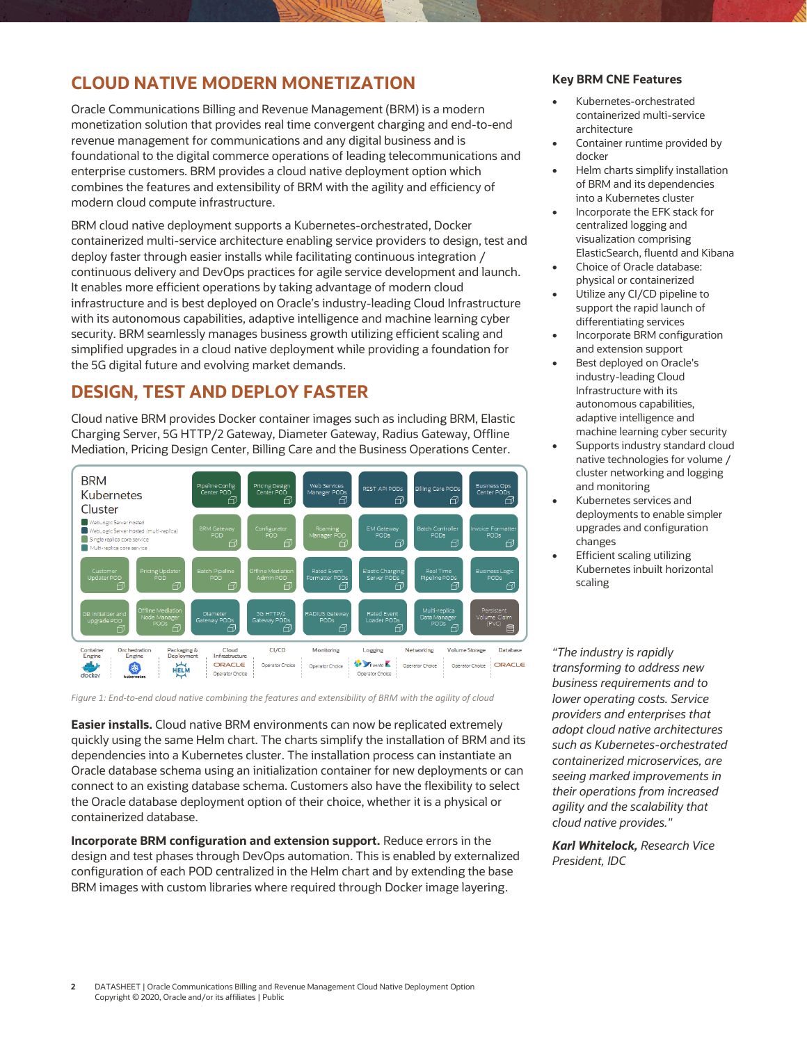## CLOUD NATIVE MODERN MONETIZATION

Oracle Communications Billing and Revenue Management (BRM) is a modern monetization solution that provides real time convergent charging and end-to-end revenue management for communications and any digital business and is foundational to the digital commerce operations of leading telecommunications and enterprise customers. BRM provides a cloud native deployment option which combines the features and extensibility of BRM with the agility and efficiency of modern cloud compute infrastructure.

BRM cloud native deployment supports a Kubernetes-orchestrated, Docker containerized multi-service architecture enabling service providers to design, test and deploy faster through easier installs while facilitating continuous integration / continuous delivery and DevOps practices for agile service development and launch. It enables more efficient operations by taking advantage of modern cloud infrastructure and is best deployed on Oracle's industry-leading Cloud Infrastructure with its autonomous capabilities, adaptive intelligence and machine learning cyber security. BRM seamlessly manages business growth utilizing efficient scaling and simplified upgrades in a cloud native deployment while providing a foundation for the 5G digital future and evolving market demands.

## DESIGN, TEST AND DEPLOY FASTER

Cloud native BRM provides Docker container images such as including BRM, Elastic Charging Server, 5G HTTP/2 Gateway, Diameter Gateway, Radius Gateway, Offline Mediation, Pricing Design Center, Billing Care and the Business Operations Center.

*Figure 1: End-to-end cloud native combining the features and extensibility of BRM with the agility of cloud*

**Easier installs.** Cloud native BRM environments can now be replicated extremely quickly using the same Helm chart. The charts simplify the installation of BRM and its dependencies into a Kubernetes cluster. The installation process can instantiate an Oracle database schema using an initialization container for new deployments or can connect to an existing database schema. Customers also have the flexibility to select the Oracle database deployment option of their choice, whether it is a physical or containerized database.

**Incorporate BRM configuration and extension support.** Reduce errors in the design and test phases through DevOps automation. This is enabled by externalized configuration of each POD centralized in the Helm chart and by extending the base BRM images with custom libraries where required through Docker image layering.

### Key BRM CNE Features

- Kubernetes-orchestrated containerized multi-service architecture
- Container runtime provided by docker
- Helm charts simplify installation of BRM and its dependencies into a Kubernetes cluster
- Incorporate the EFK stack for centralized logging and visualization comprising ElasticSearch, fluentd and Kibana
- Choice of Oracle database: physical or containerized
- Utilize any CI/CD pipeline to support the rapid launch of differentiating services
- Incorporate BRM configuration and extension support
- Best deployed on Oracle's industry-leading Cloud Infrastructure with its autonomous capabilities, adaptive intelligence and machine learning cyber security
- Supports industry standard cloud native technologies for volume / cluster networking and logging and monitoring
- Kubernetes services and deployments to enable simpler upgrades and configuration changes
- Efficient scaling utilizing Kubernetes inbuilt horizontal scaling

*"The industry is rapidly transforming to address new business requirements and to lower operating costs. Service providers and enterprises that adopt cloud native architectures such as Kubernetes-orchestrated containerized microservices, are seeing marked improvements in their operations from increased agility and the scalability that cloud native provides."*

***Karl Whitelock,*** *Research Vice President, IDC*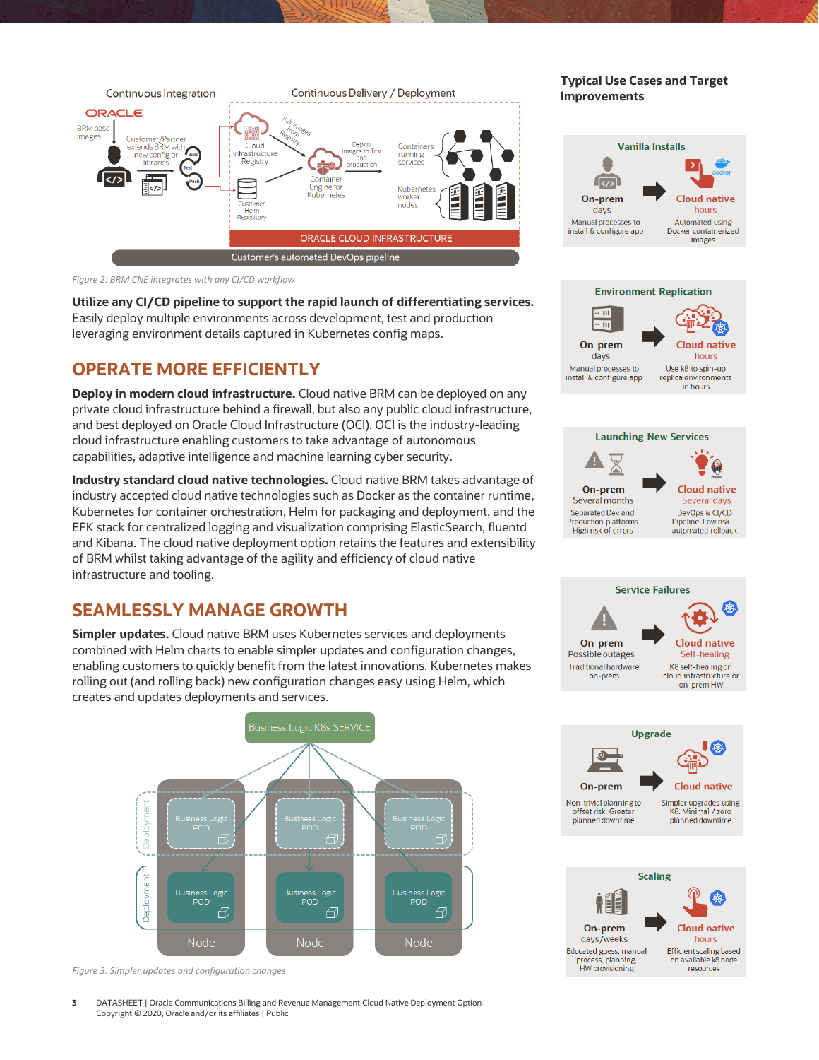Figure 2: BRM CNE integrates with any CI/CD workflow

**Utilize any CI/CD pipeline to support the rapid launch of differentiating services.** Easily deploy multiple environments across development, test and production leveraging environment details captured in Kubernetes config maps.

## OPERATE MORE EFFICIENTLY

**Deploy in modern cloud infrastructure.** Cloud native BRM can be deployed on any private cloud infrastructure behind a firewall, but also any public cloud infrastructure, and best deployed on Oracle Cloud Infrastructure (OCI). OCI is the industry-leading cloud infrastructure enabling customers to take advantage of autonomous capabilities, adaptive intelligence and machine learning cyber security.

**Industry standard cloud native technologies.** Cloud native BRM takes advantage of industry accepted cloud native technologies such as Docker as the container runtime, Kubernetes for container orchestration, Helm for packaging and deployment, and the EFK stack for centralized logging and visualization comprising ElasticSearch, fluentd and Kibana. The cloud native deployment option retains the features and extensibility of BRM whilst taking advantage of the agility and efficiency of cloud native infrastructure and tooling.

## SEAMLESSLY MANAGE GROWTH

**Simpler updates.** Cloud native BRM uses Kubernetes services and deployments combined with Helm charts to enable simpler updates and configuration changes, enabling customers to quickly benefit from the latest innovations. Kubernetes makes rolling out (and rolling back) new configuration changes easy using Helm, which creates and updates deployments and services.

Figure 3: Simpler updates and configuration changes

### Typical Use Cases and Target Improvements

**Vanilla Installs**

| On-prem | Cloud native |
|---|---|
| days | hours |
| Manual processes to install & configure app | Automated using Docker containerized images |

**Environment Replication**

| On-prem | Cloud native |
|---|---|
| days | hours |
| Manual processes to install & configure app | Use k8 to spin-up replica environments in hours |

**Launching New Services**

| On-prem | Cloud native |
|---|---|
| Several months | Several days |
| Separated Dev and Production platforms High risk of errors | DevOps & CI/CD Pipeline. Low risk + automated rollback |

**Service Failures**

| On-prem | Cloud native |
|---|---|
| Possible outages | Self-healing |
| Traditional hardware on-prem | K8 self-healing on cloud infrastructure or on-prem HW |

**Upgrade**

| On-prem | Cloud native |
|---|---|
| Non-trivial planning to offset risk. Greater planned downtime | Simpler upgrades using K8. Minimal / zero planned downtime |

**Scaling**

| On-prem | Cloud native |
|---|---|
| days/weeks | hours |
| Educated guess, manual process, planning, HW provisioning | Efficient scaling based on available k8 node resources |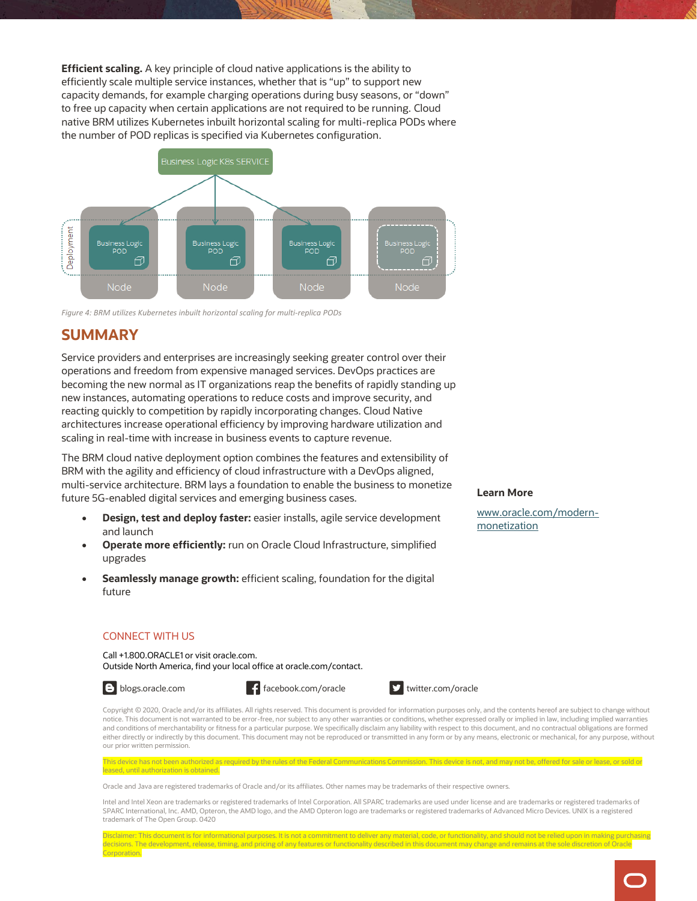**Efficient scaling.** A key principle of cloud native applications is the ability to efficiently scale multiple service instances, whether that is "up" to support new capacity demands, for example charging operations during busy seasons, or "down" to free up capacity when certain applications are not required to be running. Cloud native BRM utilizes Kubernetes inbuilt horizontal scaling for multi-replica PODs where the number of POD replicas is specified via Kubernetes configuration.

Business Logic K8s SERVICE

Deployment

Business Logic POD

Node

Business Logic POD

Node

Business Logic POD

Node

Business Logic POD

Node

*Figure 4: BRM utilizes Kubernetes inbuilt horizontal scaling for multi-replica PODs*

## SUMMARY

Service providers and enterprises are increasingly seeking greater control over their operations and freedom from expensive managed services. DevOps practices are becoming the new normal as IT organizations reap the benefits of rapidly standing up new instances, automating operations to reduce costs and improve security, and reacting quickly to competition by rapidly incorporating changes. Cloud Native architectures increase operational efficiency by improving hardware utilization and scaling in real-time with increase in business events to capture revenue.

The BRM cloud native deployment option combines the features and extensibility of BRM with the agility and efficiency of cloud infrastructure with a DevOps aligned, multi-service architecture. BRM lays a foundation to enable the business to monetize future 5G-enabled digital services and emerging business cases.

- **Design, test and deploy faster:** easier installs, agile service development and launch
- **Operate more efficiently:** run on Oracle Cloud Infrastructure, simplified upgrades
- **Seamlessly manage growth:** efficient scaling, foundation for the digital future

**Learn More**

www.oracle.com/modern-monetization

### CONNECT WITH US

Call +1.800.ORACLE1 or visit oracle.com.
Outside North America, find your local office at oracle.com/contact.

blogs.oracle.com    facebook.com/oracle    twitter.com/oracle

Copyright © 2020, Oracle and/or its affiliates. All rights reserved. This document is provided for information purposes only, and the contents hereof are subject to change without notice. This document is not warranted to be error-free, nor subject to any other warranties or conditions, whether expressed orally or implied in law, including implied warranties and conditions of merchantability or fitness for a particular purpose. We specifically disclaim any liability with respect to this document, and no contractual obligations are formed either directly or indirectly by this document. This document may not be reproduced or transmitted in any form or by any means, electronic or mechanical, for any purpose, without our prior written permission.

This device has not been authorized as required by the rules of the Federal Communications Commission. This device is not, and may not be, offered for sale or lease, or sold or leased, until authorization is obtained.

Oracle and Java are registered trademarks of Oracle and/or its affiliates. Other names may be trademarks of their respective owners.

Intel and Intel Xeon are trademarks or registered trademarks of Intel Corporation. All SPARC trademarks are used under license and are trademarks or registered trademarks of SPARC International, Inc. AMD, Opteron, the AMD logo, and the AMD Opteron logo are trademarks or registered trademarks of Advanced Micro Devices. UNIX is a registered trademark of The Open Group. 0420

Disclaimer: This document is for informational purposes. It is not a commitment to deliver any material, code, or functionality, and should not be relied upon in making purchasing decisions. The development, release, timing, and pricing of any features or functionality described in this document may change and remains at the sole discretion of Oracle Corporation.